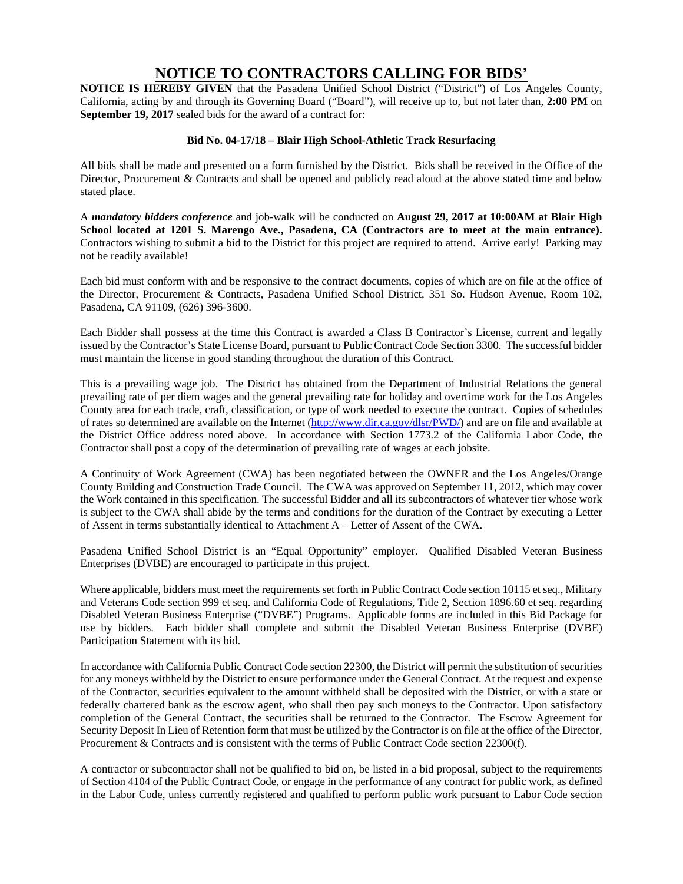# NOTICE TO CONTRACTORS CALLING FOR BIDS'

**NOTICE IS HEREBY GIVEN** that the Pasadena Unified School District ("District") of Los Angeles County, California, acting by and through its Governing Board ("Board"), will receive up to, but not later than, **2:00 PM** on **September 19, 2017** sealed bids for the award of a contract for:

**Bid No. 04-17/18 – Blair High School-Athletic Track Resurfacing**

All bids shall be made and presented on a form furnished by the District. Bids shall be received in the Office of the Director, Procurement & Contracts and shall be opened and publicly read aloud at the above stated time and below stated place.

A ***mandatory bidders conference*** and job-walk will be conducted on **August 29, 2017 at 10:00AM at Blair High School located at 1201 S. Marengo Ave., Pasadena, CA (Contractors are to meet at the main entrance).** Contractors wishing to submit a bid to the District for this project are required to attend. Arrive early! Parking may not be readily available!

Each bid must conform with and be responsive to the contract documents, copies of which are on file at the office of the Director, Procurement & Contracts, Pasadena Unified School District, 351 So. Hudson Avenue, Room 102, Pasadena, CA 91109, (626) 396-3600.

Each Bidder shall possess at the time this Contract is awarded a Class B Contractor's License, current and legally issued by the Contractor's State License Board, pursuant to Public Contract Code Section 3300. The successful bidder must maintain the license in good standing throughout the duration of this Contract.

This is a prevailing wage job. The District has obtained from the Department of Industrial Relations the general prevailing rate of per diem wages and the general prevailing rate for holiday and overtime work for the Los Angeles County area for each trade, craft, classification, or type of work needed to execute the contract. Copies of schedules of rates so determined are available on the Internet (http://www.dir.ca.gov/dlsr/PWD/) and are on file and available at the District Office address noted above. In accordance with Section 1773.2 of the California Labor Code, the Contractor shall post a copy of the determination of prevailing rate of wages at each jobsite.

A Continuity of Work Agreement (CWA) has been negotiated between the OWNER and the Los Angeles/Orange County Building and Construction Trade Council. The CWA was approved on September 11, 2012, which may cover the Work contained in this specification. The successful Bidder and all its subcontractors of whatever tier whose work is subject to the CWA shall abide by the terms and conditions for the duration of the Contract by executing a Letter of Assent in terms substantially identical to Attachment A – Letter of Assent of the CWA.

Pasadena Unified School District is an "Equal Opportunity" employer. Qualified Disabled Veteran Business Enterprises (DVBE) are encouraged to participate in this project.

Where applicable, bidders must meet the requirements set forth in Public Contract Code section 10115 et seq., Military and Veterans Code section 999 et seq. and California Code of Regulations, Title 2, Section 1896.60 et seq. regarding Disabled Veteran Business Enterprise ("DVBE") Programs. Applicable forms are included in this Bid Package for use by bidders. Each bidder shall complete and submit the Disabled Veteran Business Enterprise (DVBE) Participation Statement with its bid.

In accordance with California Public Contract Code section 22300, the District will permit the substitution of securities for any moneys withheld by the District to ensure performance under the General Contract. At the request and expense of the Contractor, securities equivalent to the amount withheld shall be deposited with the District, or with a state or federally chartered bank as the escrow agent, who shall then pay such moneys to the Contractor. Upon satisfactory completion of the General Contract, the securities shall be returned to the Contractor. The Escrow Agreement for Security Deposit In Lieu of Retention form that must be utilized by the Contractor is on file at the office of the Director, Procurement & Contracts and is consistent with the terms of Public Contract Code section 22300(f).

A contractor or subcontractor shall not be qualified to bid on, be listed in a bid proposal, subject to the requirements of Section 4104 of the Public Contract Code, or engage in the performance of any contract for public work, as defined in the Labor Code, unless currently registered and qualified to perform public work pursuant to Labor Code section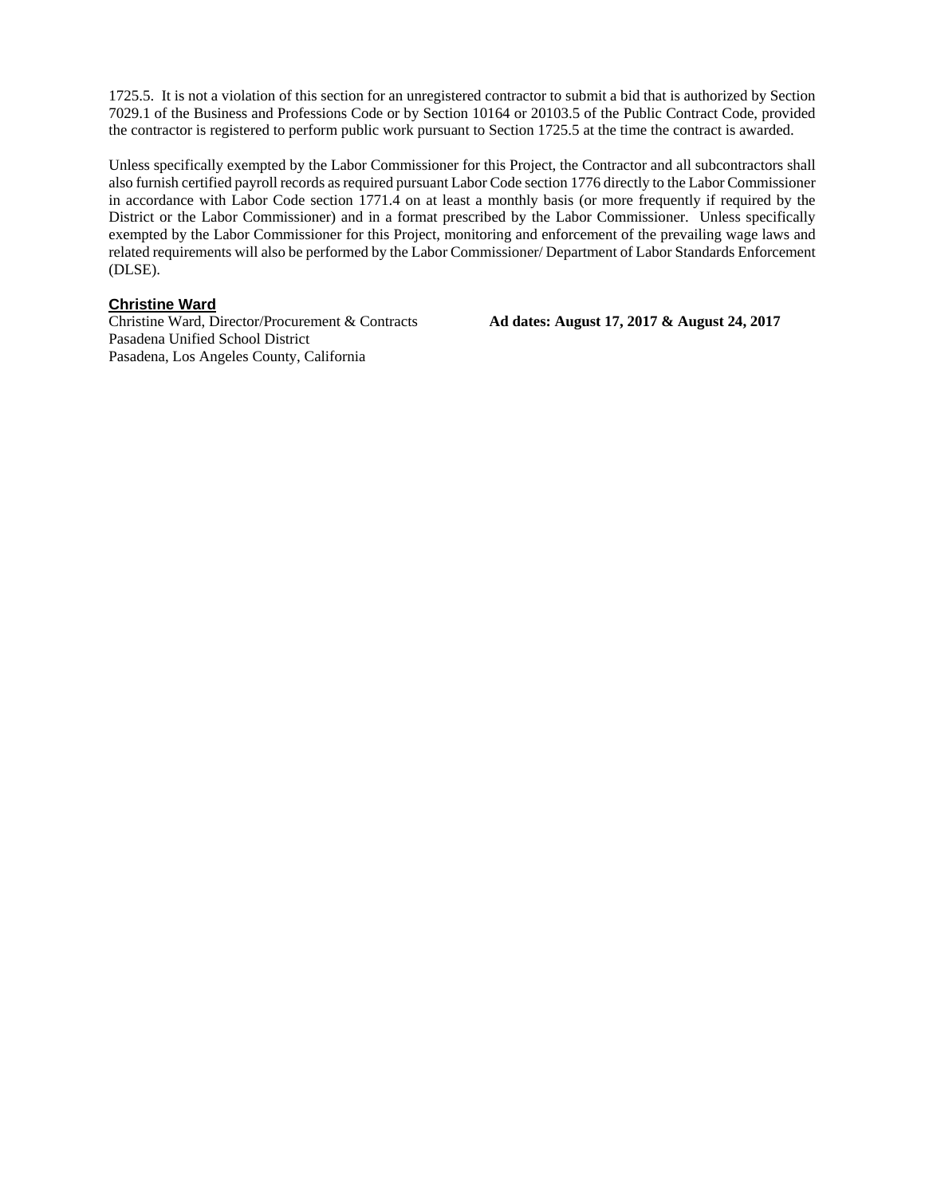1725.5. It is not a violation of this section for an unregistered contractor to submit a bid that is authorized by Section 7029.1 of the Business and Professions Code or by Section 10164 or 20103.5 of the Public Contract Code, provided the contractor is registered to perform public work pursuant to Section 1725.5 at the time the contract is awarded.

Unless specifically exempted by the Labor Commissioner for this Project, the Contractor and all subcontractors shall also furnish certified payroll records as required pursuant Labor Code section 1776 directly to the Labor Commissioner in accordance with Labor Code section 1771.4 on at least a monthly basis (or more frequently if required by the District or the Labor Commissioner) and in a format prescribed by the Labor Commissioner. Unless specifically exempted by the Labor Commissioner for this Project, monitoring and enforcement of the prevailing wage laws and related requirements will also be performed by the Labor Commissioner/ Department of Labor Standards Enforcement (DLSE).

**Christine Ward**
Christine Ward, Director/Procurement & Contracts
Pasadena Unified School District
Pasadena, Los Angeles County, California

**Ad dates: August 17, 2017 & August 24, 2017**